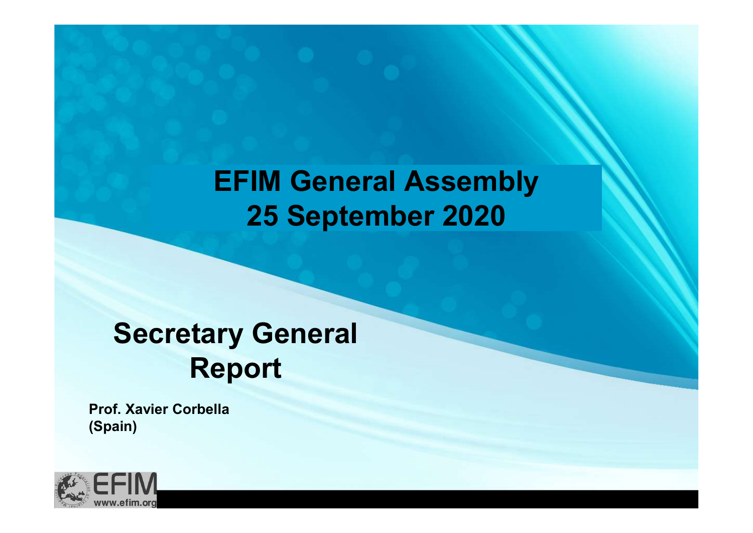# EFIM General Assembly
# 25 September 2020

## Secretary General Report

**Prof. Xavier Corbella**
**(Spain)**

EFIM
www.efim.org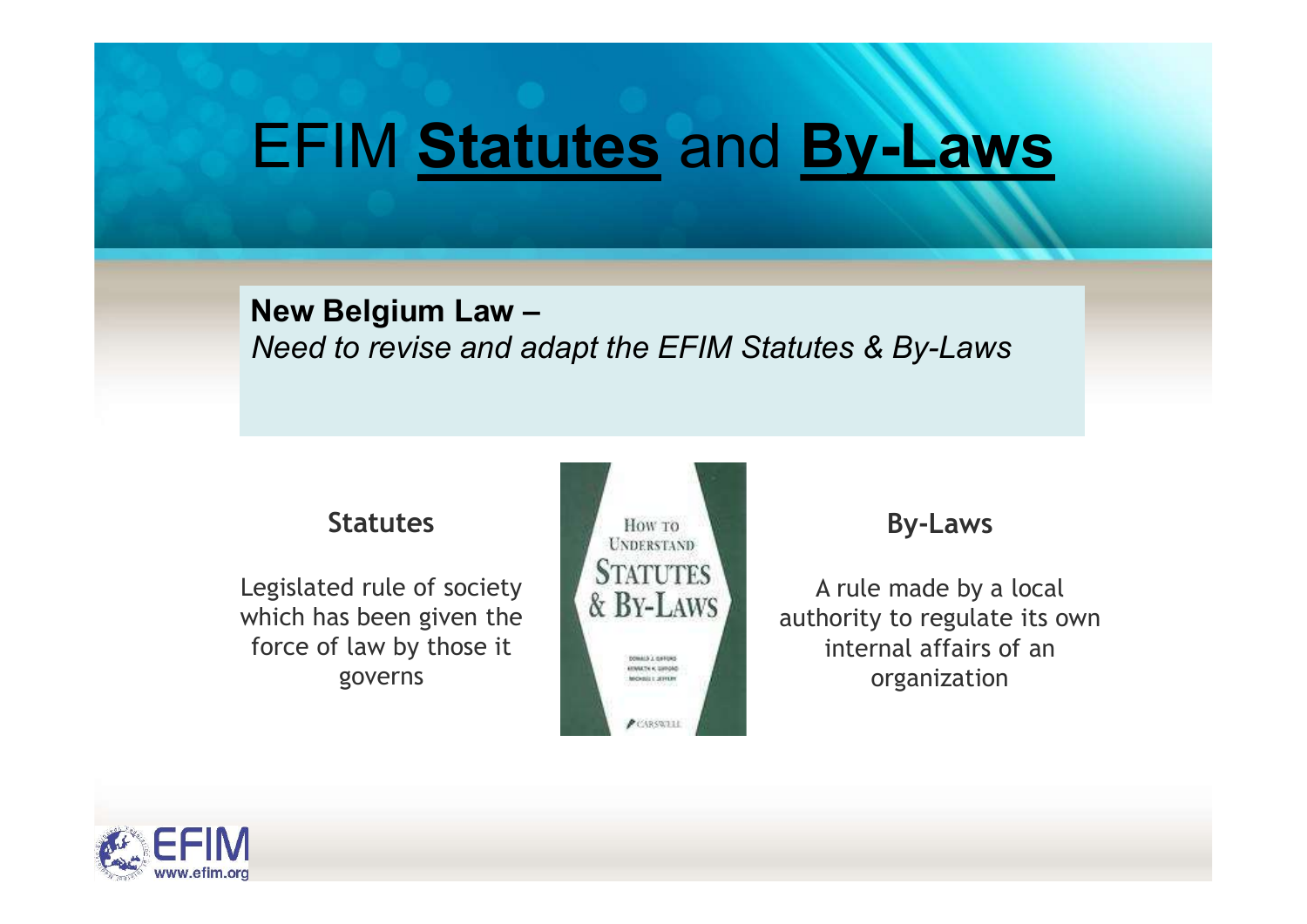# EFIM **Statutes** and **By-Laws**

**New Belgium Law –**
*Need to revise and adapt the EFIM Statutes & By-Laws*

### Statutes

Legislated rule of society which has been given the force of law by those it governs

### By-Laws

A rule made by a local authority to regulate its own internal affairs of an organization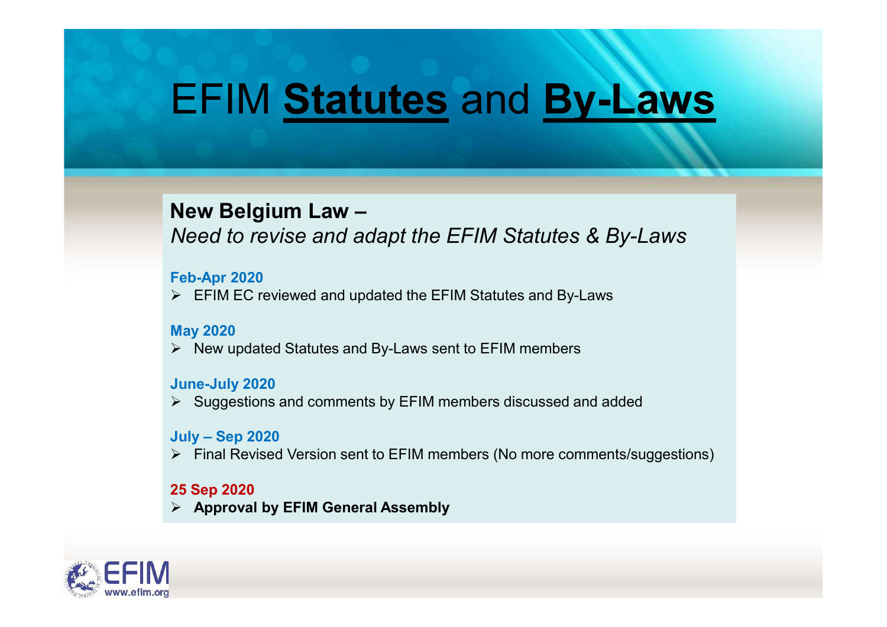# EFIM **Statutes** and **By-Laws**

**New Belgium Law –**
*Need to revise and adapt the EFIM Statutes & By-Laws*

**Feb-Apr 2020**

- EFIM EC reviewed and updated the EFIM Statutes and By-Laws

**May 2020**

- New updated Statutes and By-Laws sent to EFIM members

**June-July 2020**

- Suggestions and comments by EFIM members discussed and added

**July – Sep 2020**

- Final Revised Version sent to EFIM members (No more comments/suggestions)

**25 Sep 2020**

- **Approval by EFIM General Assembly**

EFIM www.efim.org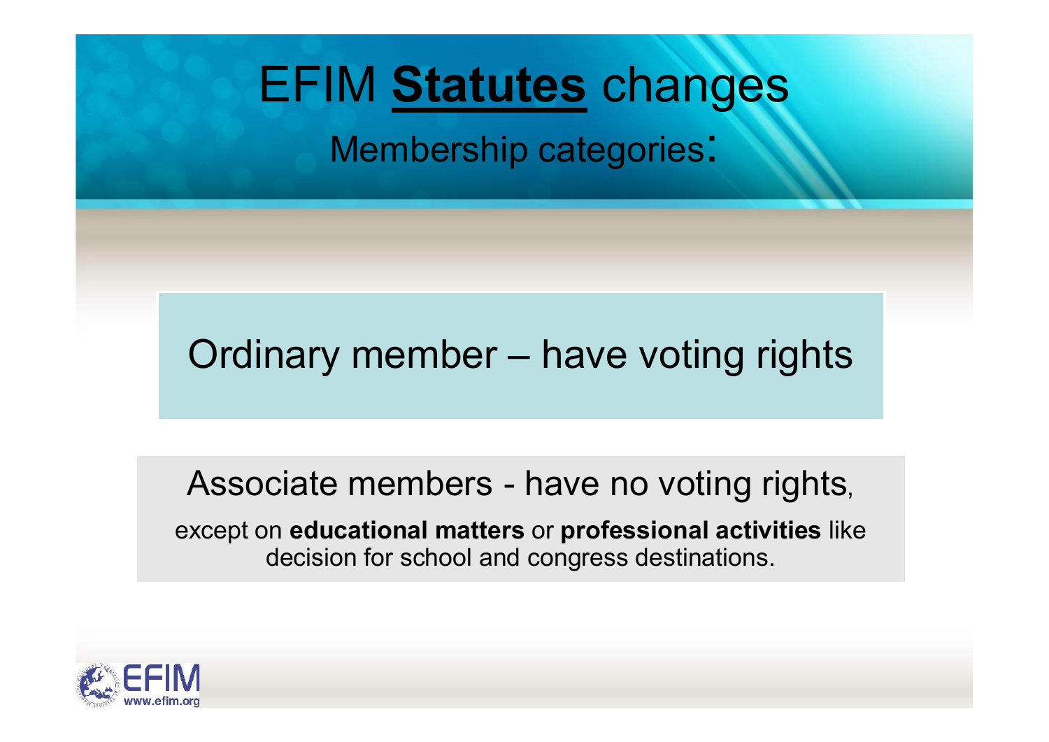# EFIM **Statutes** changes

## Membership categories:

Ordinary member – have voting rights

Associate members - have no voting rights,

except on **educational matters** or **professional activities** like decision for school and congress destinations.

EFIM www.efim.org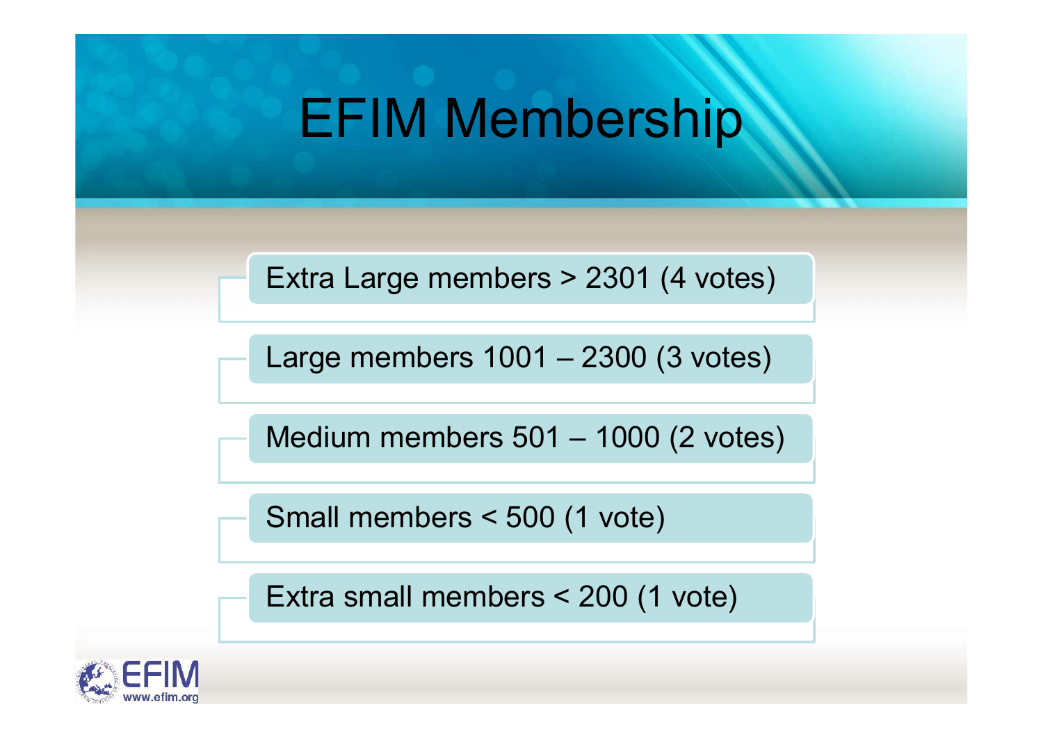# EFIM Membership

- Extra Large members > 2301 (4 votes)
- Large members 1001 – 2300 (3 votes)
- Medium members 501 – 1000 (2 votes)
- Small members < 500 (1 vote)
- Extra small members < 200 (1 vote)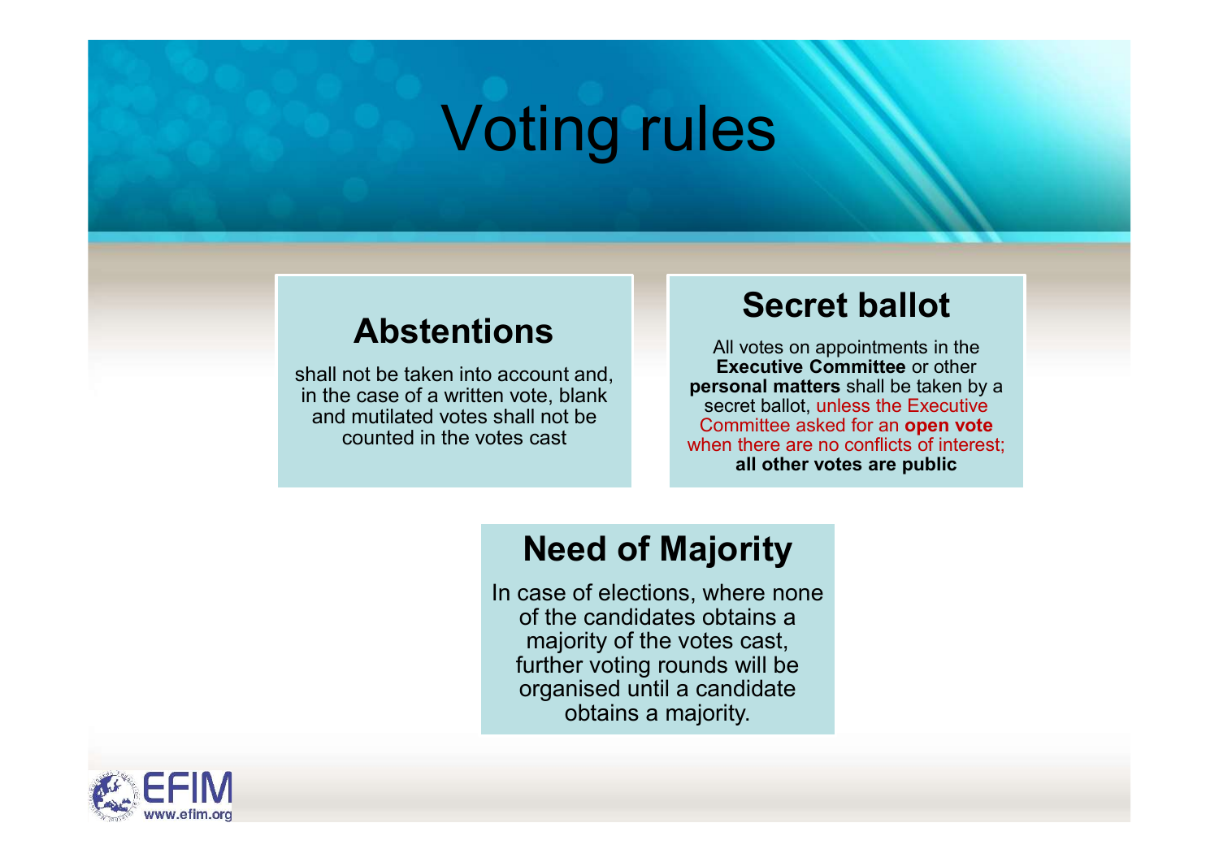# Voting rules

## Abstentions

shall not be taken into account and, in the case of a written vote, blank and mutilated votes shall not be counted in the votes cast

## Secret ballot

All votes on appointments in the **Executive Committee** or other **personal matters** shall be taken by a secret ballot, unless the Executive Committee asked for an **open vote** when there are no conflicts of interest; **all other votes are public**

## Need of Majority

In case of elections, where none of the candidates obtains a majority of the votes cast, further voting rounds will be organised until a candidate obtains a majority.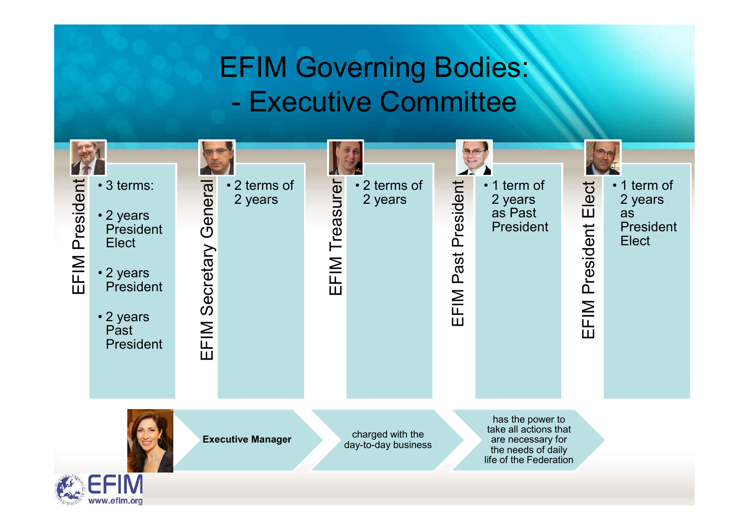# EFIM Governing Bodies: - Executive Committee

## EFIM President

- 3 terms:
- 2 years President Elect
- 2 years President
- 2 years Past President

## EFIM Secretary General

- 2 terms of 2 years

## EFIM Treasurer

- 2 terms of 2 years

## EFIM Past President

- 1 term of 2 years as Past President

## EFIM President Elect

- 1 term of 2 years as President Elect

**Executive Manager** → charged with the day-to-day business → has the power to take all actions that are necessary for the needs of daily life of the Federation

EFIM
www.efim.org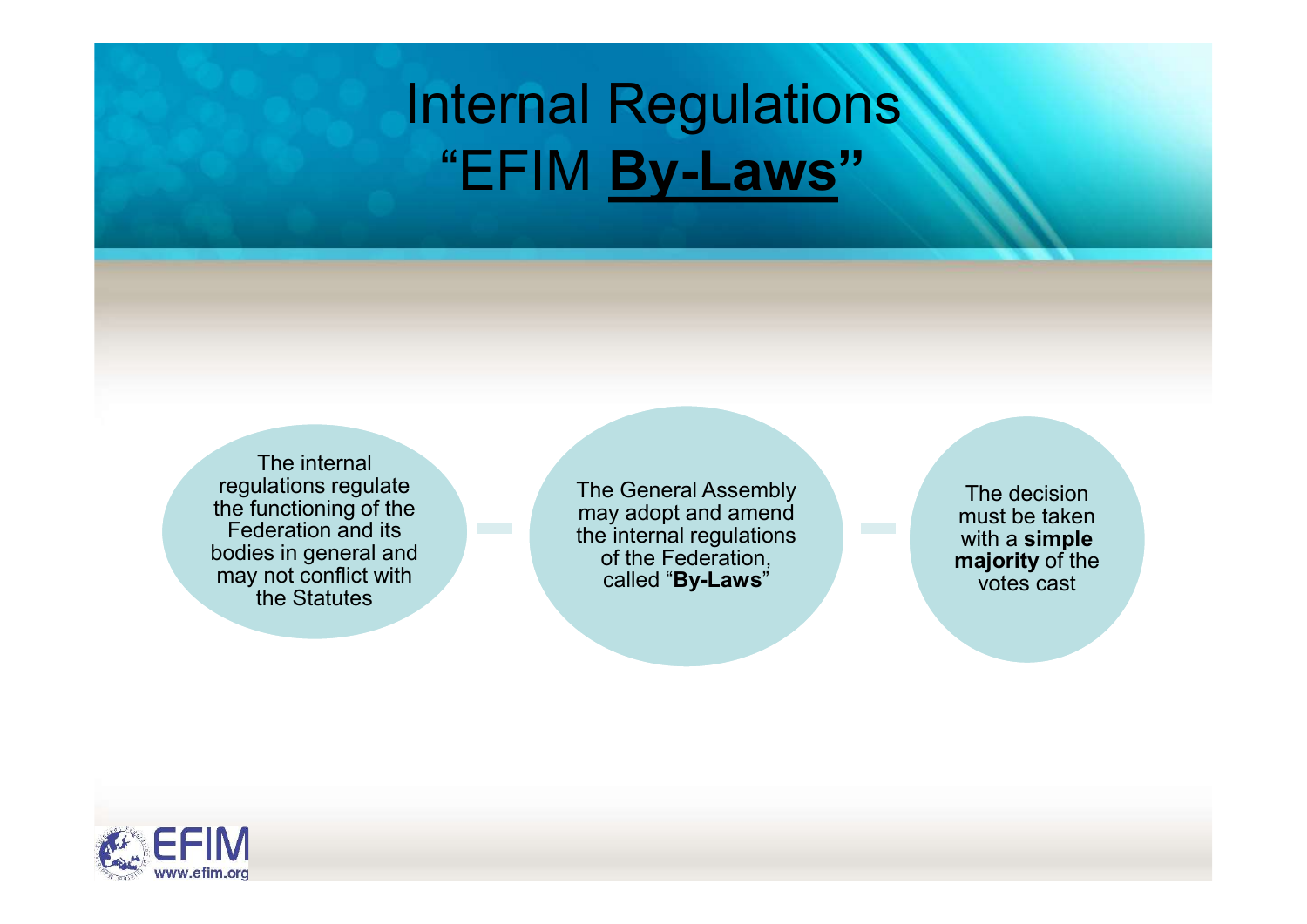# Internal Regulations "EFIM **By-Laws**"

The internal regulations regulate the functioning of the Federation and its bodies in general and may not conflict with the Statutes

The General Assembly may adopt and amend the internal regulations of the Federation, called "**By-Laws**"

The decision must be taken with a **simple majority** of the votes cast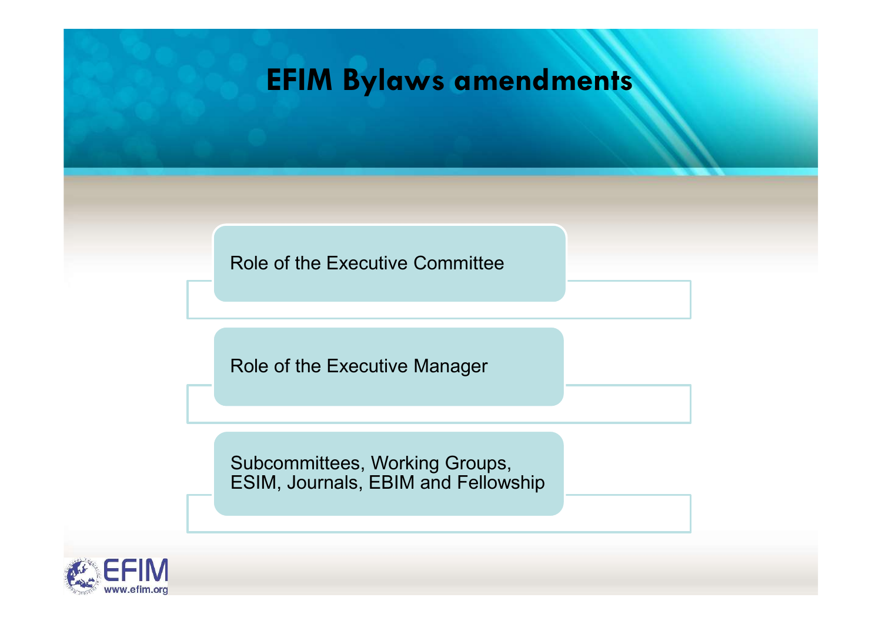# EFIM Bylaws amendments

- Role of the Executive Committee
- Role of the Executive Manager
- Subcommittees, Working Groups, ESIM, Journals, EBIM and Fellowship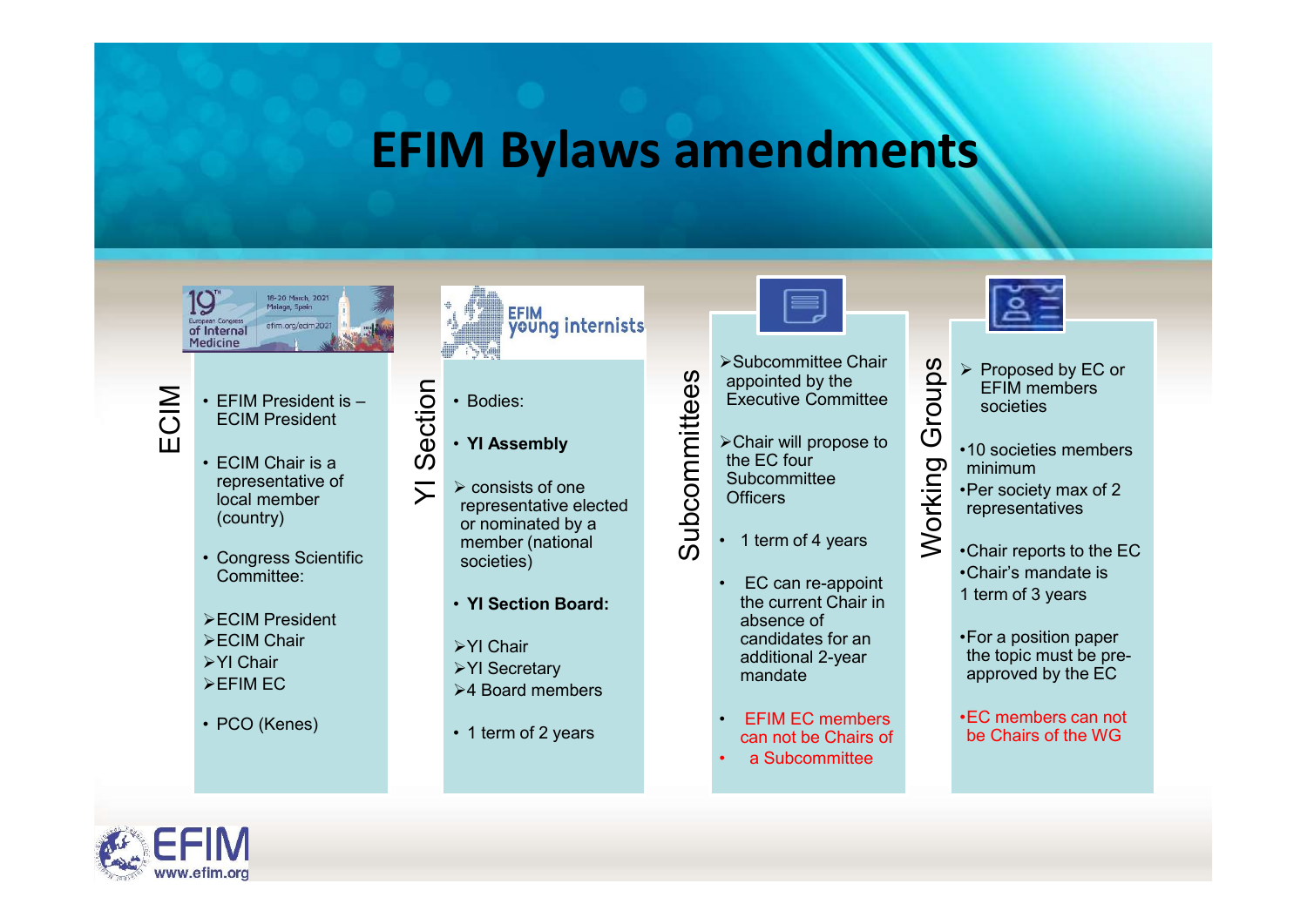# EFIM Bylaws amendments

## ECIM

- EFIM President is – ECIM President
- ECIM Chair is a representative of local member (country)
- Congress Scientific Committee:

➢ECIM President
➢ECIM Chair
➢YI Chair
➢EFIM EC

- PCO (Kenes)

## YI Section

- Bodies:
- **YI Assembly**

➢ consists of one representative elected or nominated by a member (national societies)

- **YI Section Board:**

➢YI Chair
➢YI Secretary
➢4 Board members

- 1 term of 2 years

## Subcommittees

➢Subcommittee Chair appointed by the Executive Committee

➢Chair will propose to the EC four Subcommittee Officers

- 1 term of 4 years
- EC can re-appoint the current Chair in absence of candidates for an additional 2-year mandate
- EFIM EC members can not be Chairs of
- a Subcommittee

## Working Groups

➢ Proposed by EC or EFIM members societies

- 10 societies members minimum
- Per society max of 2 representatives

- Chair reports to the EC
- Chair's mandate is 1 term of 3 years

- For a position paper the topic must be pre-approved by the EC

- EC members can not be Chairs of the WG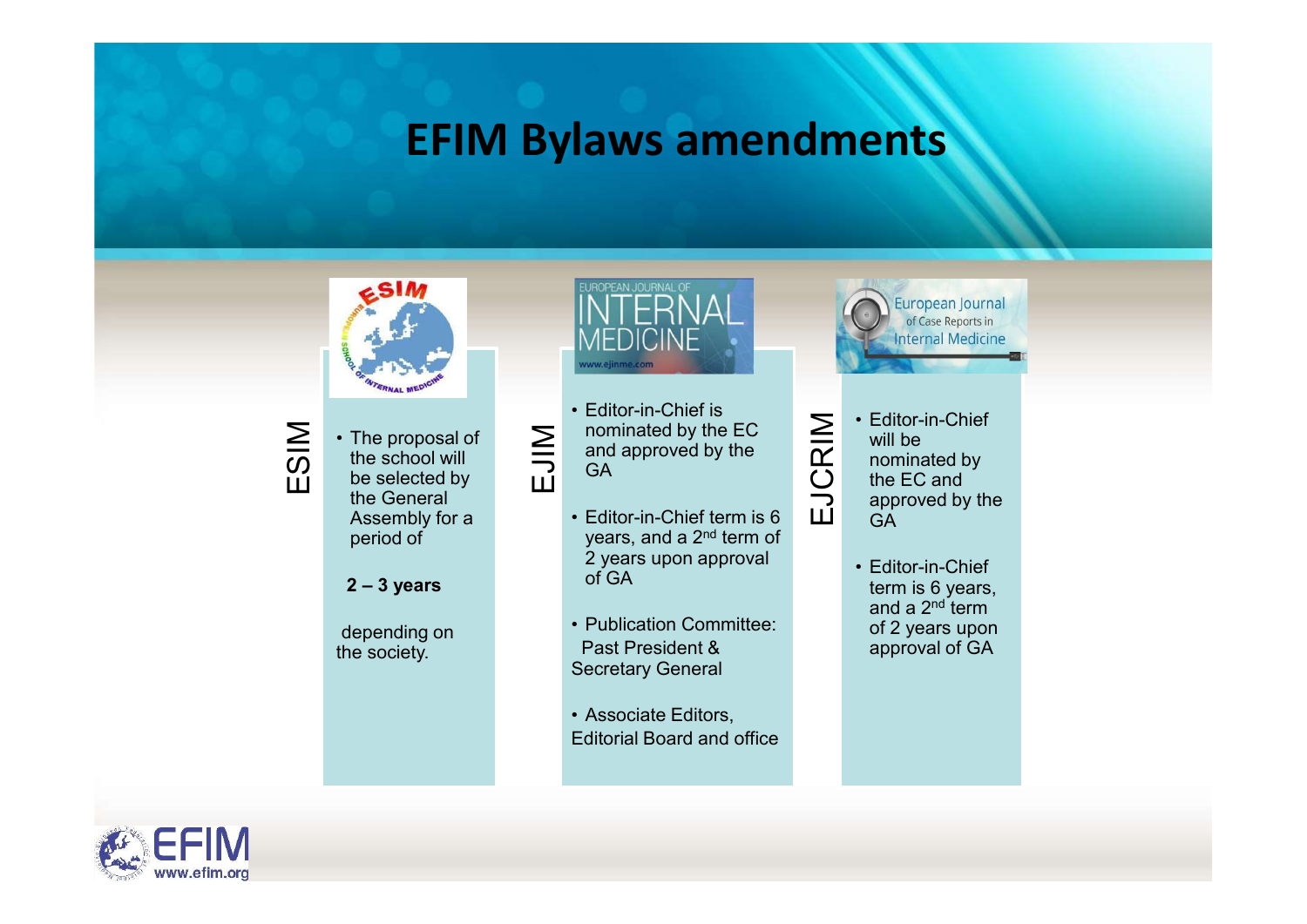# EFIM Bylaws amendments

## ESIM

- The proposal of the school will be selected by the General Assembly for a period of

**2 – 3 years**

depending on the society.

## EJIM

- Editor-in-Chief is nominated by the EC and approved by the GA
- Editor-in-Chief term is 6 years, and a 2nd term of 2 years upon approval of GA
- Publication Committee: Past President & Secretary General
- Associate Editors, Editorial Board and office

## EJCRIM

- Editor-in-Chief will be nominated by the EC and approved by the GA
- Editor-in-Chief term is 6 years, and a 2nd term of 2 years upon approval of GA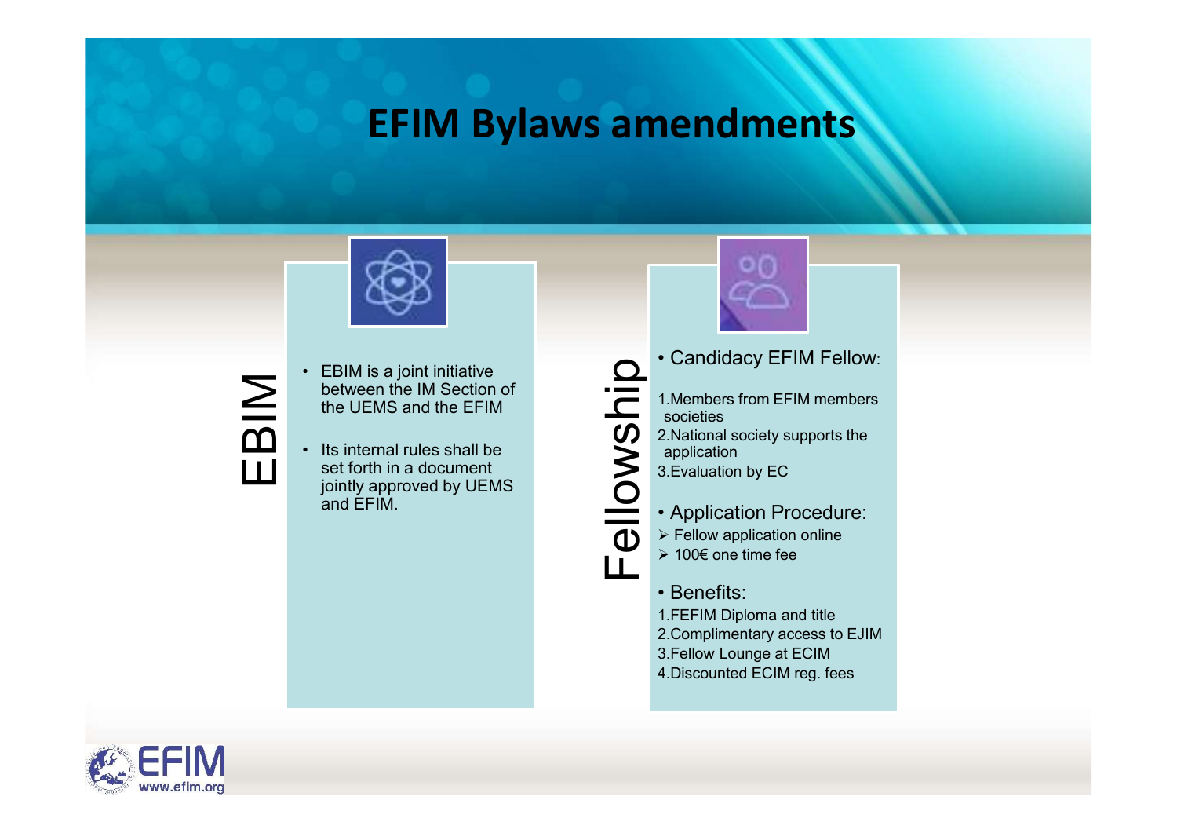# EFIM Bylaws amendments

## EBIM

- EBIM is a joint initiative between the IM Section of the UEMS and the EFIM
- Its internal rules shall be set forth in a document jointly approved by UEMS and EFIM.

## Fellowship

- Candidacy EFIM Fellow:

1. Members from EFIM members societies
2. National society supports the application
3. Evaluation by EC

- Application Procedure:
  - Fellow application online
  - 100€ one time fee

- Benefits:

1. FEFIM Diploma and title
2. Complimentary access to EJIM
3. Fellow Lounge at ECIM
4. Discounted ECIM reg. fees